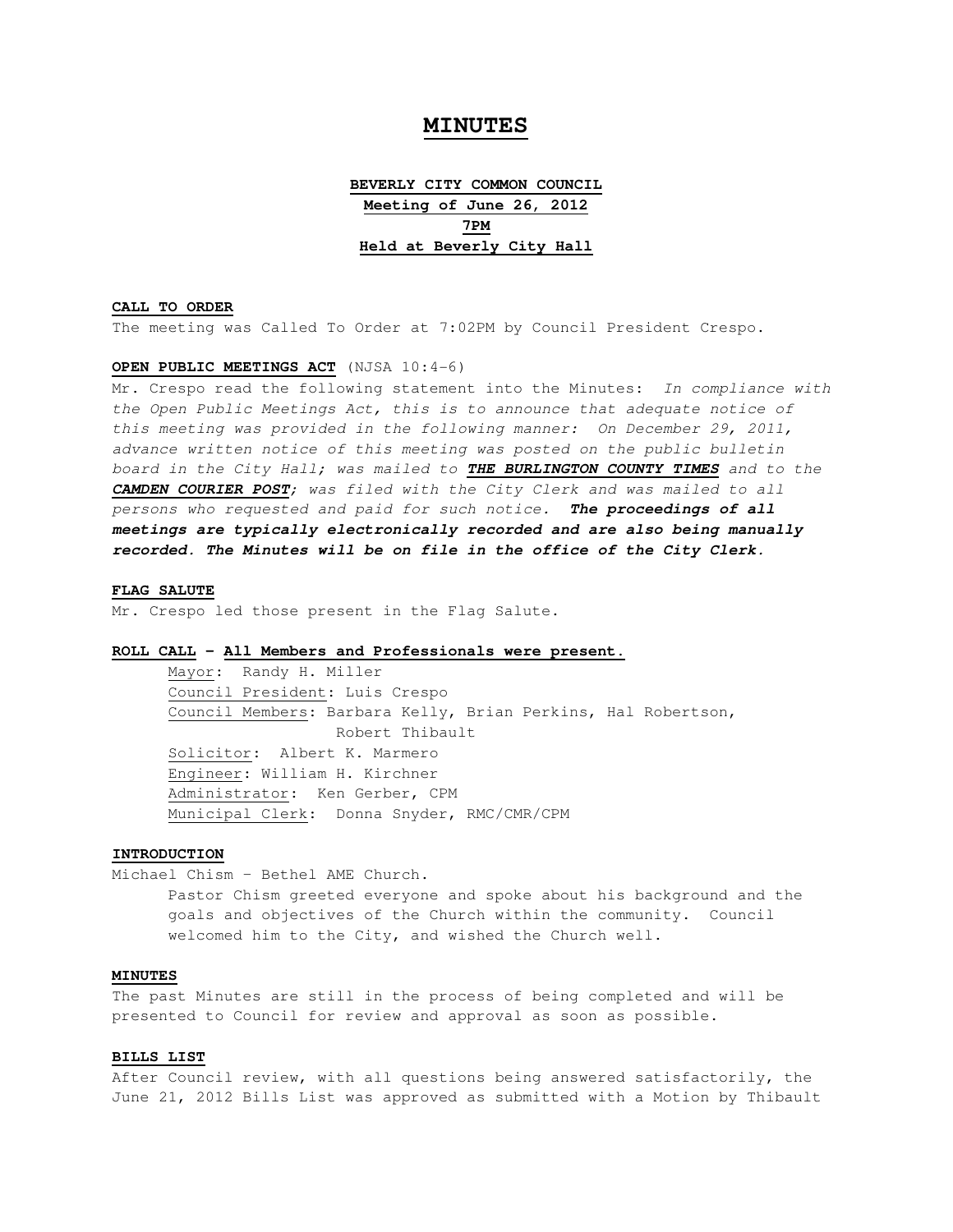# MINUTES

**BEVERLY CITY COMMON COUNCIL**
**Meeting of June 26, 2012**
**7PM**
**Held at Beverly City Hall**

**CALL TO ORDER**

The meeting was Called To Order at 7:02PM by Council President Crespo.

**OPEN PUBLIC MEETINGS ACT** (NJSA 10:4-6)

Mr. Crespo read the following statement into the Minutes: *In compliance with the Open Public Meetings Act, this is to announce that adequate notice of this meeting was provided in the following manner: On December 29, 2011, advance written notice of this meeting was posted on the public bulletin board in the City Hall; was mailed to* ***THE BURLINGTON COUNTY TIMES*** *and to the* ***CAMDEN COURIER POST****; was filed with the City Clerk and was mailed to all persons who requested and paid for such notice.* ***The proceedings of all meetings are typically electronically recorded and are also being manually recorded. The Minutes will be on file in the office of the City Clerk.***

**FLAG SALUTE**

Mr. Crespo led those present in the Flag Salute.

**ROLL CALL – All Members and Professionals were present.**

Mayor: Randy H. Miller
Council President: Luis Crespo
Council Members: Barbara Kelly, Brian Perkins, Hal Robertson, Robert Thibault
Solicitor: Albert K. Marmero
Engineer: William H. Kirchner
Administrator: Ken Gerber, CPM
Municipal Clerk: Donna Snyder, RMC/CMR/CPM

**INTRODUCTION**

Michael Chism – Bethel AME Church.

Pastor Chism greeted everyone and spoke about his background and the goals and objectives of the Church within the community. Council welcomed him to the City, and wished the Church well.

**MINUTES**

The past Minutes are still in the process of being completed and will be presented to Council for review and approval as soon as possible.

**BILLS LIST**

After Council review, with all questions being answered satisfactorily, the June 21, 2012 Bills List was approved as submitted with a Motion by Thibault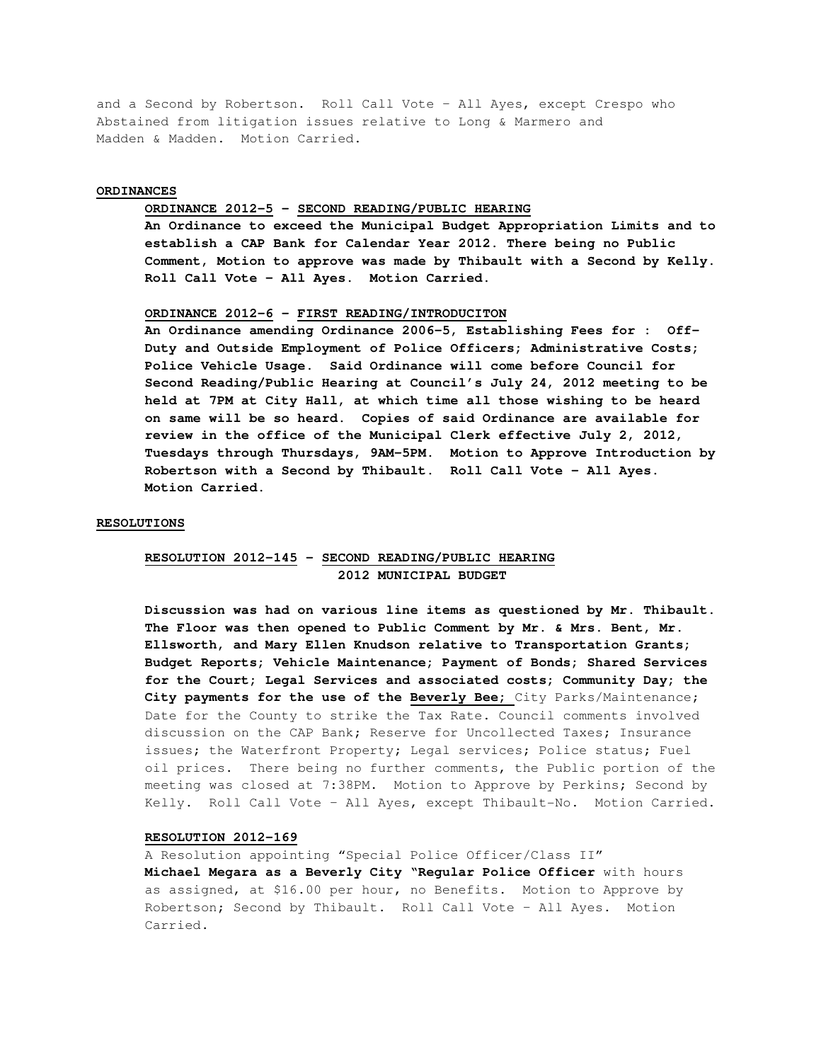and a Second by Robertson. Roll Call Vote – All Ayes, except Crespo who Abstained from litigation issues relative to Long & Marmero and Madden & Madden. Motion Carried.

**ORDINANCES**

**ORDINANCE 2012-5 – SECOND READING/PUBLIC HEARING**

**An Ordinance to exceed the Municipal Budget Appropriation Limits and to establish a CAP Bank for Calendar Year 2012. There being no Public Comment, Motion to approve was made by Thibault with a Second by Kelly. Roll Call Vote – All Ayes. Motion Carried.**

**ORDINANCE 2012-6 – FIRST READING/INTRODUCITON**

**An Ordinance amending Ordinance 2006-5, Establishing Fees for : Off-Duty and Outside Employment of Police Officers; Administrative Costs; Police Vehicle Usage. Said Ordinance will come before Council for Second Reading/Public Hearing at Council's July 24, 2012 meeting to be held at 7PM at City Hall, at which time all those wishing to be heard on same will be so heard. Copies of said Ordinance are available for review in the office of the Municipal Clerk effective July 2, 2012, Tuesdays through Thursdays, 9AM-5PM. Motion to Approve Introduction by Robertson with a Second by Thibault. Roll Call Vote – All Ayes. Motion Carried.**

**RESOLUTIONS**

**RESOLUTION 2012-145 – SECOND READING/PUBLIC HEARING**
**2012 MUNICIPAL BUDGET**

**Discussion was had on various line items as questioned by Mr. Thibault. The Floor was then opened to Public Comment by Mr. & Mrs. Bent, Mr. Ellsworth, and Mary Ellen Knudson relative to Transportation Grants; Budget Reports; Vehicle Maintenance; Payment of Bonds; Shared Services for the Court; Legal Services and associated costs; Community Day; the City payments for the use of the Beverly Bee;** City Parks/Maintenance; Date for the County to strike the Tax Rate. Council comments involved discussion on the CAP Bank; Reserve for Uncollected Taxes; Insurance issues; the Waterfront Property; Legal services; Police status; Fuel oil prices. There being no further comments, the Public portion of the meeting was closed at 7:38PM. Motion to Approve by Perkins; Second by Kelly. Roll Call Vote – All Ayes, except Thibault-No. Motion Carried.

**RESOLUTION 2012-169**

A Resolution appointing "Special Police Officer/Class II" **Michael Megara as a Beverly City "Regular Police Officer** with hours as assigned, at $16.00 per hour, no Benefits. Motion to Approve by Robertson; Second by Thibault. Roll Call Vote – All Ayes. Motion Carried.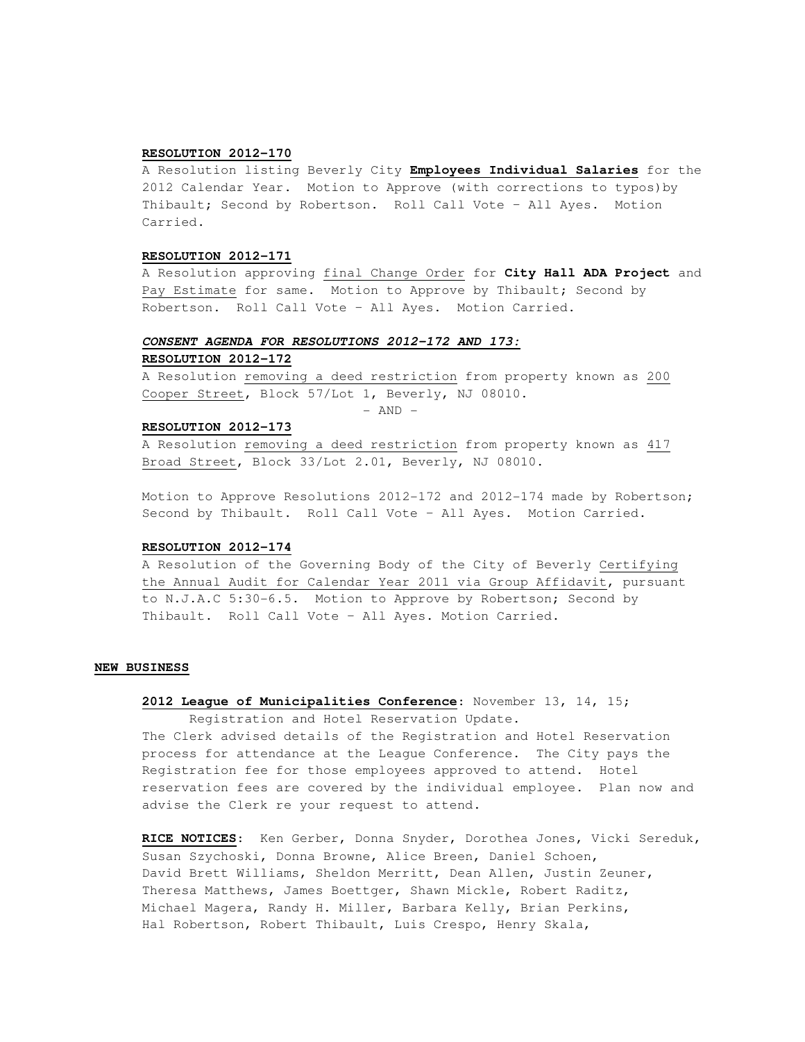**RESOLUTION 2012-170**

A Resolution listing Beverly City **Employees Individual Salaries** for the 2012 Calendar Year. Motion to Approve (with corrections to typos)by Thibault; Second by Robertson. Roll Call Vote – All Ayes. Motion Carried.

**RESOLUTION 2012-171**

A Resolution approving final Change Order for **City Hall ADA Project** and Pay Estimate for same. Motion to Approve by Thibault; Second by Robertson. Roll Call Vote – All Ayes. Motion Carried.

***CONSENT AGENDA FOR RESOLUTIONS 2012-172 AND 173:***

**RESOLUTION 2012-172**

A Resolution removing a deed restriction from property known as 200 Cooper Street, Block 57/Lot 1, Beverly, NJ 08010.

– AND –

**RESOLUTION 2012-173**

A Resolution removing a deed restriction from property known as 417 Broad Street, Block 33/Lot 2.01, Beverly, NJ 08010.

Motion to Approve Resolutions 2012-172 and 2012-174 made by Robertson; Second by Thibault. Roll Call Vote – All Ayes. Motion Carried.

**RESOLUTION 2012-174**

A Resolution of the Governing Body of the City of Beverly Certifying the Annual Audit for Calendar Year 2011 via Group Affidavit, pursuant to N.J.A.C 5:30-6.5. Motion to Approve by Robertson; Second by Thibault. Roll Call Vote – All Ayes. Motion Carried.

**NEW BUSINESS**

**2012 League of Municipalities Conference**: November 13, 14, 15; Registration and Hotel Reservation Update.

The Clerk advised details of the Registration and Hotel Reservation process for attendance at the League Conference. The City pays the Registration fee for those employees approved to attend. Hotel reservation fees are covered by the individual employee. Plan now and advise the Clerk re your request to attend.

**RICE NOTICES**: Ken Gerber, Donna Snyder, Dorothea Jones, Vicki Sereduk, Susan Szychoski, Donna Browne, Alice Breen, Daniel Schoen, David Brett Williams, Sheldon Merritt, Dean Allen, Justin Zeuner, Theresa Matthews, James Boettger, Shawn Mickle, Robert Raditz, Michael Magera, Randy H. Miller, Barbara Kelly, Brian Perkins, Hal Robertson, Robert Thibault, Luis Crespo, Henry Skala,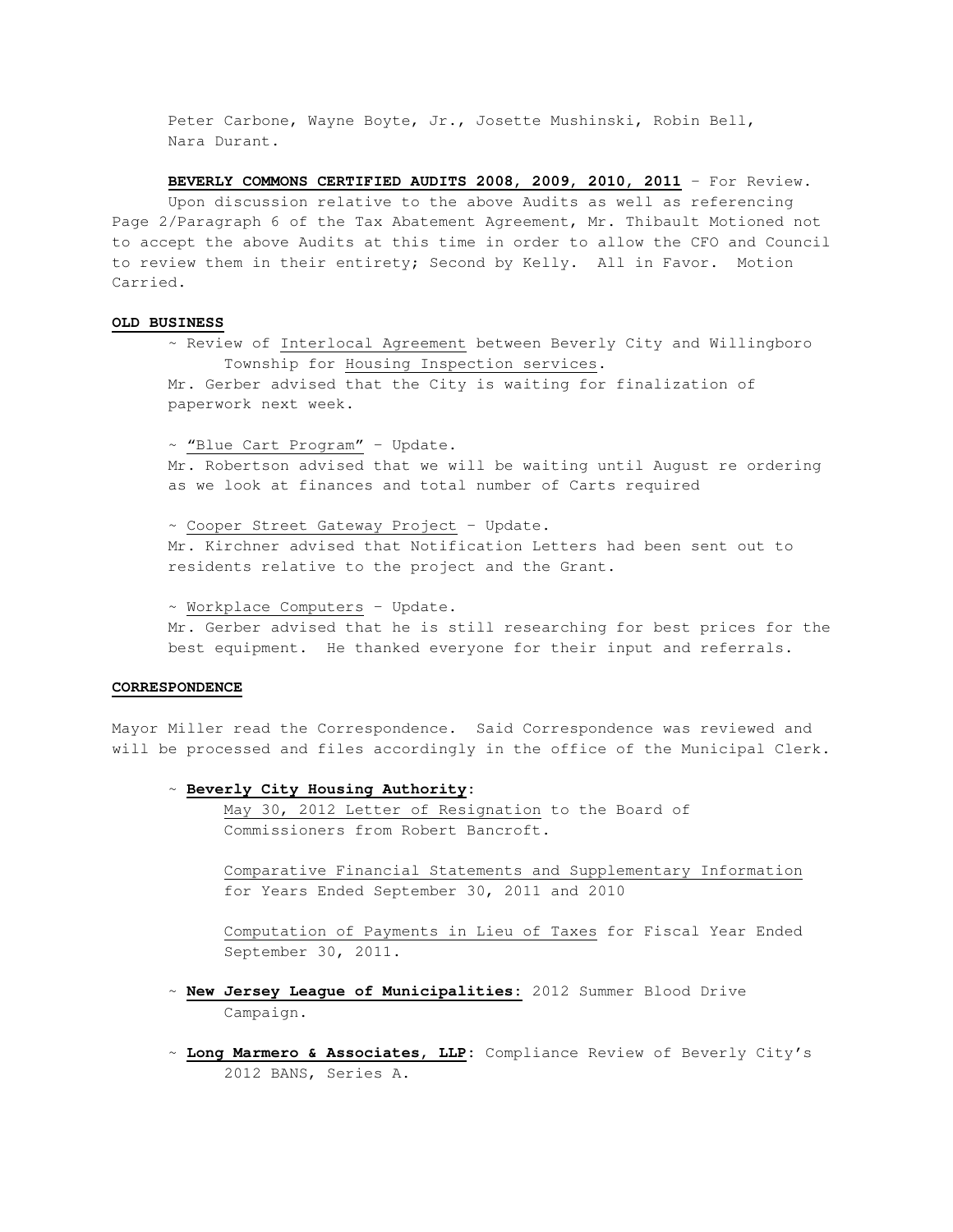Peter Carbone, Wayne Boyte, Jr., Josette Mushinski, Robin Bell, Nara Durant.

**BEVERLY COMMONS CERTIFIED AUDITS 2008, 2009, 2010, 2011** – For Review.

Upon discussion relative to the above Audits as well as referencing Page 2/Paragraph 6 of the Tax Abatement Agreement, Mr. Thibault Motioned not to accept the above Audits at this time in order to allow the CFO and Council to review them in their entirety; Second by Kelly. All in Favor. Motion Carried.

**OLD BUSINESS**

~ Review of Interlocal Agreement between Beverly City and Willingboro Township for Housing Inspection services.

Mr. Gerber advised that the City is waiting for finalization of paperwork next week.

~ "Blue Cart Program" – Update.

Mr. Robertson advised that we will be waiting until August re ordering as we look at finances and total number of Carts required

~ Cooper Street Gateway Project – Update.

Mr. Kirchner advised that Notification Letters had been sent out to residents relative to the project and the Grant.

~ Workplace Computers – Update.

Mr. Gerber advised that he is still researching for best prices for the best equipment. He thanked everyone for their input and referrals.

**CORRESPONDENCE**

Mayor Miller read the Correspondence. Said Correspondence was reviewed and will be processed and files accordingly in the office of the Municipal Clerk.

~ **Beverly City Housing Authority**:

May 30, 2012 Letter of Resignation to the Board of Commissioners from Robert Bancroft.

Comparative Financial Statements and Supplementary Information for Years Ended September 30, 2011 and 2010

Computation of Payments in Lieu of Taxes for Fiscal Year Ended September 30, 2011.

~ **New Jersey League of Municipalities:** 2012 Summer Blood Drive Campaign.

~ **Long Marmero & Associates, LLP**: Compliance Review of Beverly City's 2012 BANS, Series A.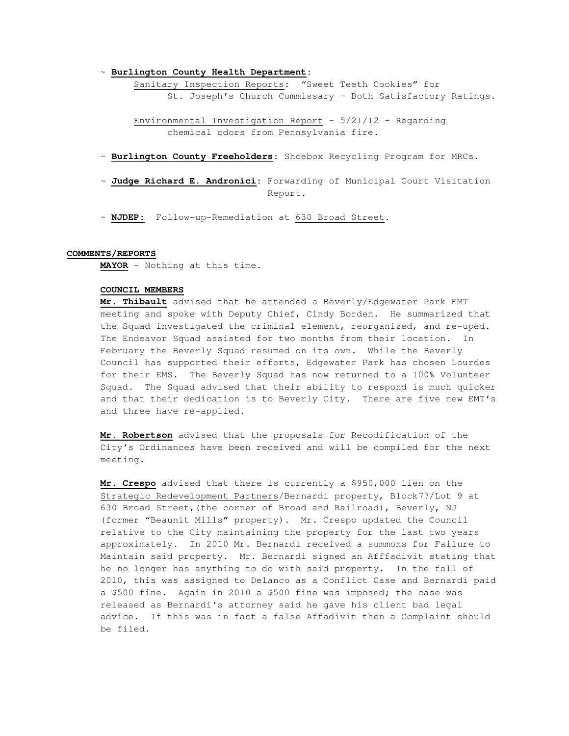~ **Burlington County Health Department**:

Sanitary Inspection Reports: "Sweet Teeth Cookies" for St. Joseph's Church Commissary – Both Satisfactory Ratings.

Environmental Investigation Report – 5/21/12 – Regarding chemical odors from Pennsylvania fire.

~ **Burlington County Freeholders**: Shoebox Recycling Program for MRCs.

~ **Judge Richard E. Andronici**: Forwarding of Municipal Court Visitation Report.

~ **NJDEP:** Follow-up-Remediation at 630 Broad Street.

**COMMENTS/REPORTS**

**MAYOR** – Nothing at this time.

**COUNCIL MEMBERS**

**Mr. Thibault** advised that he attended a Beverly/Edgewater Park EMT meeting and spoke with Deputy Chief, Cindy Borden. He summarized that the Squad investigated the criminal element, reorganized, and re-uped. The Endeavor Squad assisted for two months from their location. In February the Beverly Squad resumed on its own. While the Beverly Council has supported their efforts, Edgewater Park has chosen Lourdes for their EMS. The Beverly Squad has now returned to a 100% Volunteer Squad. The Squad advised that their ability to respond is much quicker and that their dedication is to Beverly City. There are five new EMT's and three have re-applied.

**Mr. Robertson** advised that the proposals for Recodification of the City's Ordinances have been received and will be compiled for the next meeting.

**Mr. Crespo** advised that there is currently a $950,000 lien on the Strategic Redevelopment Partners/Bernardi property, Block77/Lot 9 at 630 Broad Street,(the corner of Broad and Railroad), Beverly, NJ (former "Beaunit Mills" property). Mr. Crespo updated the Council relative to the City maintaining the property for the last two years approximately. In 2010 Mr. Bernardi received a summons for Failure to Maintain said property. Mr. Bernardi signed an Affadivit stating that he no longer has anything to do with said property. In the fall of 2010, this was assigned to Delanco as a Conflict Case and Bernardi paid a $500 fine. Again in 2010 a $500 fine was imposed; the case was released as Bernardi's attorney said he gave his client bad legal advice. If this was in fact a false Affadivit then a Complaint should be filed.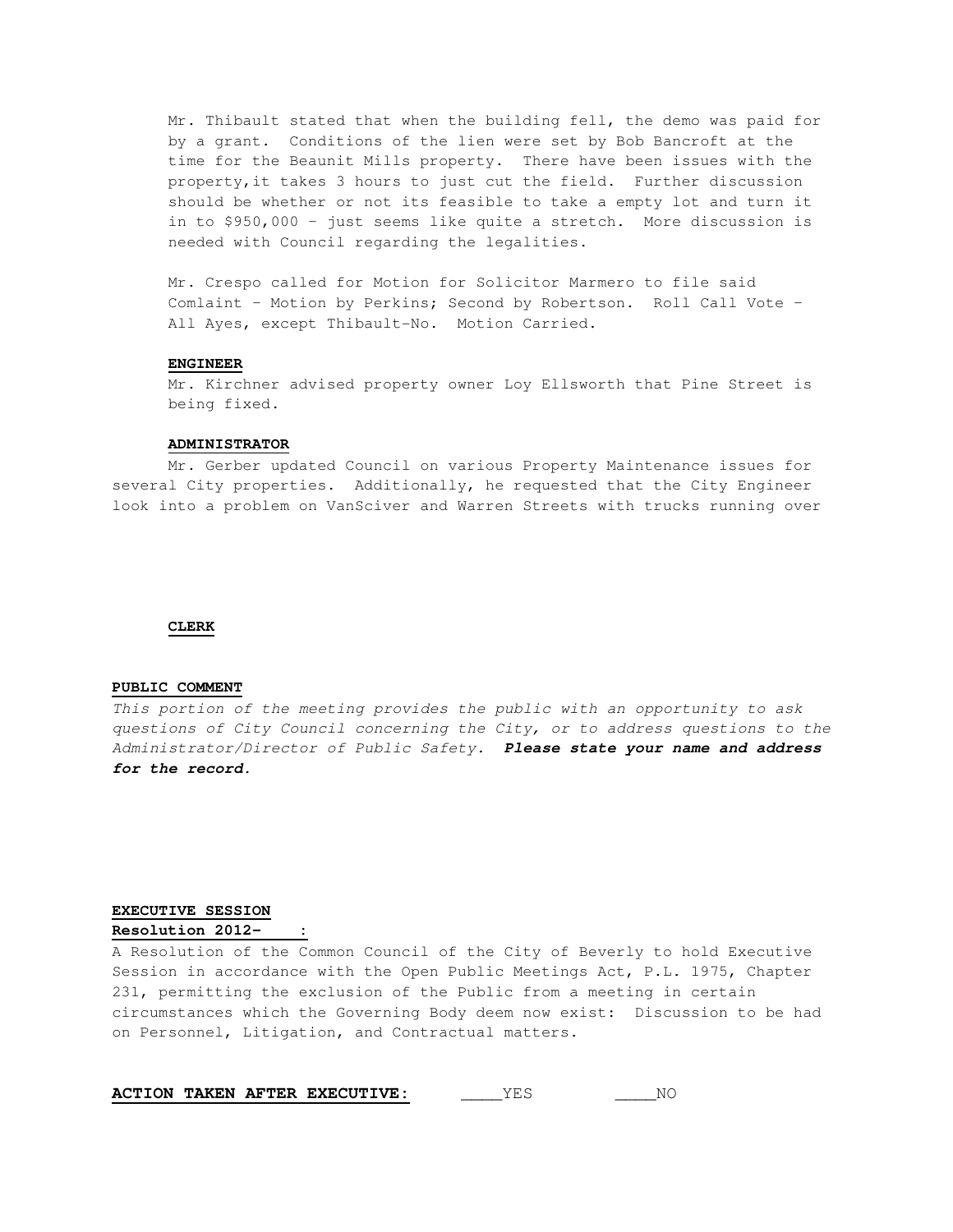Mr. Thibault stated that when the building fell, the demo was paid for by a grant. Conditions of the lien were set by Bob Bancroft at the time for the Beaunit Mills property. There have been issues with the property,it takes 3 hours to just cut the field. Further discussion should be whether or not its feasible to take a empty lot and turn it in to $950,000 – just seems like quite a stretch. More discussion is needed with Council regarding the legalities.

Mr. Crespo called for Motion for Solicitor Marmero to file said Comlaint – Motion by Perkins; Second by Robertson. Roll Call Vote – All Ayes, except Thibault-No. Motion Carried.

**ENGINEER**

Mr. Kirchner advised property owner Loy Ellsworth that Pine Street is being fixed.

**ADMINISTRATOR**

Mr. Gerber updated Council on various Property Maintenance issues for several City properties. Additionally, he requested that the City Engineer look into a problem on VanSciver and Warren Streets with trucks running over

**CLERK**

**PUBLIC COMMENT**

*This portion of the meeting provides the public with an opportunity to ask questions of City Council concerning the City, or to address questions to the Administrator/Director of Public Safety.* ***Please state your name and address for the record.***

**EXECUTIVE SESSION**

**Resolution 2012-    :**

A Resolution of the Common Council of the City of Beverly to hold Executive Session in accordance with the Open Public Meetings Act, P.L. 1975, Chapter 231, permitting the exclusion of the Public from a meeting in certain circumstances which the Governing Body deem now exist: Discussion to be had on Personnel, Litigation, and Contractual matters.

**ACTION TAKEN AFTER EXECUTIVE:** \_\_\_\_YES \_\_\_\_NO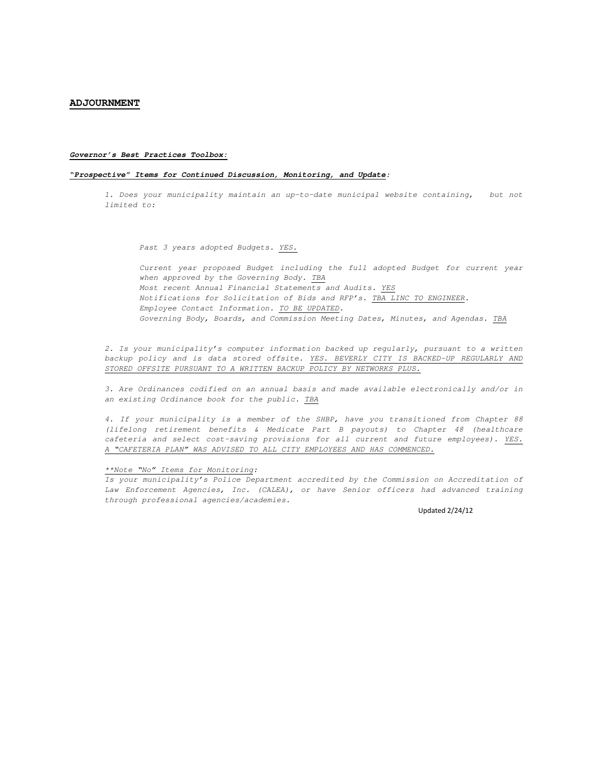**ADJOURNMENT**

***Governor's Best Practices Toolbox:***

***"Prospective" Items for Continued Discussion, Monitoring, and Update:***

*1. Does your municipality maintain an up-to-date municipal website containing, but not limited to:*

*Past 3 years adopted Budgets. YES.*

*Current year proposed Budget including the full adopted Budget for current year when approved by the Governing Body. TBA*
*Most recent Annual Financial Statements and Audits. YES*
*Notifications for Solicitation of Bids and RFP's. TBA LINC TO ENGINEER.*
*Employee Contact Information. TO BE UPDATED.*
*Governing Body, Boards, and Commission Meeting Dates, Minutes, and Agendas. TBA*

*2. Is your municipality's computer information backed up regularly, pursuant to a written backup policy and is data stored offsite. YES. BEVERLY CITY IS BACKED-UP REGULARLY AND STORED OFFSITE PURSUANT TO A WRITTEN BACKUP POLICY BY NETWORKS PLUS.*

*3. Are Ordinances codified on an annual basis and made available electronically and/or in an existing Ordinance book for the public. TBA*

*4. If your municipality is a member of the SHBP, have you transitioned from Chapter 88 (lifelong retirement benefits & Medicate Part B payouts) to Chapter 48 (healthcare cafeteria and select cost-saving provisions for all current and future employees). YES. A "CAFETERIA PLAN" WAS ADVISED TO ALL CITY EMPLOYEES AND HAS COMMENCED.*

*\*\*Note "No" Items for Monitoring:*
*Is your municipality's Police Department accredited by the Commission on Accreditation of Law Enforcement Agencies, Inc. (CALEA), or have Senior officers had advanced training through professional agencies/academies.*

Updated 2/24/12